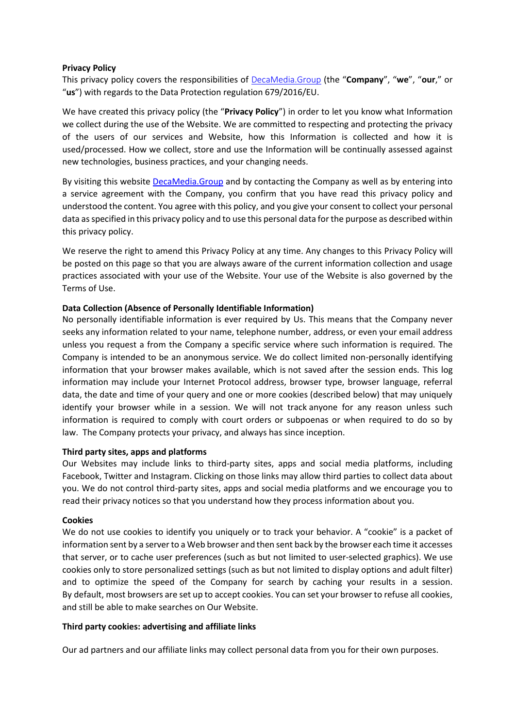**Privacy Policy**

This privacy policy covers the responsibilities of [DecaMedia.Group](DecaMedia.Group) (the "**Company**", "**we**", "**our**," or "**us**") with regards to the Data Protection regulation 679/2016/EU.

We have created this privacy policy (the "**Privacy Policy**") in order to let you know what Information we collect during the use of the Website. We are committed to respecting and protecting the privacy of the users of our services and Website, how this Information is collected and how it is used/processed. How we collect, store and use the Information will be continually assessed against new technologies, business practices, and your changing needs.

By visiting this website [DecaMedia.Group](DecaMedia.Group) and by contacting the Company as well as by entering into a service agreement with the Company, you confirm that you have read this privacy policy and understood the content. You agree with this policy, and you give your consent to collect your personal data as specified in this privacy policy and to use this personal data for the purpose as described within this privacy policy.

We reserve the right to amend this Privacy Policy at any time. Any changes to this Privacy Policy will be posted on this page so that you are always aware of the current information collection and usage practices associated with your use of the Website. Your use of the Website is also governed by the Terms of Use.

**Data Collection (Absence of Personally Identifiable Information)**

No personally identifiable information is ever required by Us. This means that the Company never seeks any information related to your name, telephone number, address, or even your email address unless you request a from the Company a specific service where such information is required. The Company is intended to be an anonymous service. We do collect limited non-personally identifying information that your browser makes available, which is not saved after the session ends. This log information may include your Internet Protocol address, browser type, browser language, referral data, the date and time of your query and one or more cookies (described below) that may uniquely identify your browser while in a session. We will not track anyone for any reason unless such information is required to comply with court orders or subpoenas or when required to do so by law. The Company protects your privacy, and always has since inception.

**Third party sites, apps and platforms**

Our Websites may include links to third-party sites, apps and social media platforms, including Facebook, Twitter and Instagram. Clicking on those links may allow third parties to collect data about you. We do not control third-party sites, apps and social media platforms and we encourage you to read their privacy notices so that you understand how they process information about you.

**Cookies**

We do not use cookies to identify you uniquely or to track your behavior. A "cookie" is a packet of information sent by a server to a Web browser and then sent back by the browser each time it accesses that server, or to cache user preferences (such as but not limited to user-selected graphics). We use cookies only to store personalized settings (such as but not limited to display options and adult filter) and to optimize the speed of the Company for search by caching your results in a session. By default, most browsers are set up to accept cookies. You can set your browser to refuse all cookies, and still be able to make searches on Our Website.

**Third party cookies: advertising and affiliate links**

Our ad partners and our affiliate links may collect personal data from you for their own purposes.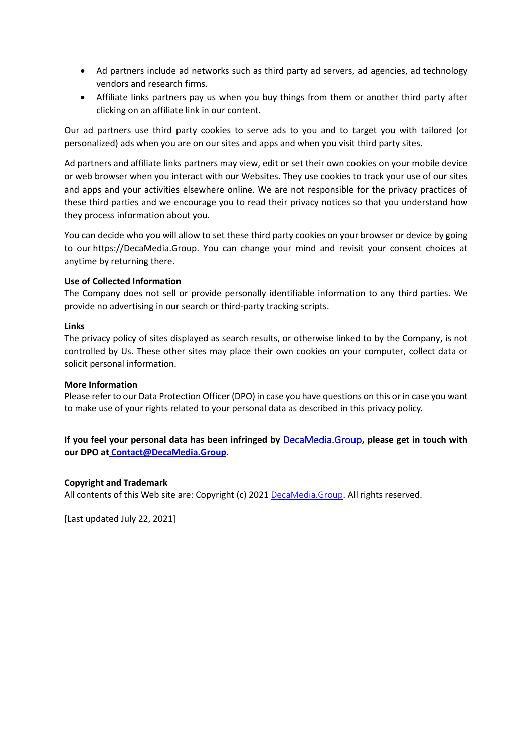- Ad partners include ad networks such as third party ad servers, ad agencies, ad technology vendors and research firms.
- Affiliate links partners pay us when you buy things from them or another third party after clicking on an affiliate link in our content.

Our ad partners use third party cookies to serve ads to you and to target you with tailored (or personalized) ads when you are on our sites and apps and when you visit third party sites.

Ad partners and affiliate links partners may view, edit or set their own cookies on your mobile device or web browser when you interact with our Websites. They use cookies to track your use of our sites and apps and your activities elsewhere online. We are not responsible for the privacy practices of these third parties and we encourage you to read their privacy notices so that you understand how they process information about you.

You can decide who you will allow to set these third party cookies on your browser or device by going to our https://DecaMedia.Group. You can change your mind and revisit your consent choices at anytime by returning there.

**Use of Collected Information**
The Company does not sell or provide personally identifiable information to any third parties. We provide no advertising in our search or third-party tracking scripts.

**Links**
The privacy policy of sites displayed as search results, or otherwise linked to by the Company, is not controlled by Us. These other sites may place their own cookies on your computer, collect data or solicit personal information.

**More Information**
Please refer to our Data Protection Officer (DPO) in case you have questions on this or in case you want to make use of your rights related to your personal data as described in this privacy policy.

**If you feel your personal data has been infringed by DecaMedia.Group, please get in touch with our DPO at Contact@DecaMedia.Group.**

**Copyright and Trademark**
All contents of this Web site are: Copyright (c) 2021 DecaMedia.Group. All rights reserved.

[Last updated July 22, 2021]